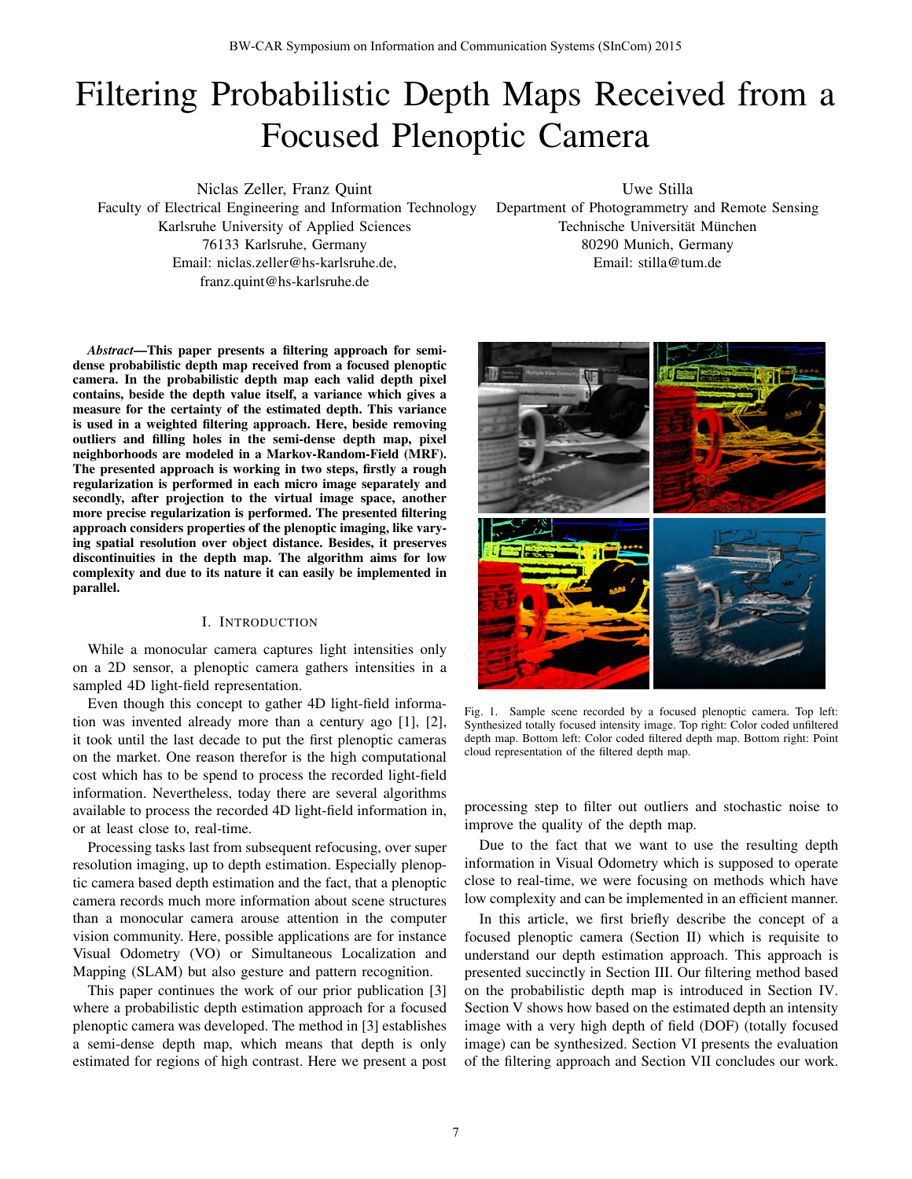# Filtering Probabilistic Depth Maps Received from a Focused Plenoptic Camera

Niclas Zeller, Franz Quint
Faculty of Electrical Engineering and Information Technology
Karlsruhe University of Applied Sciences
76133 Karlsruhe, Germany
Email: niclas.zeller@hs-karlsruhe.de,
franz.quint@hs-karlsruhe.de

Uwe Stilla
Department of Photogrammetry and Remote Sensing
Technische Universität München
80290 Munich, Germany
Email: stilla@tum.de

***Abstract*—This paper presents a filtering approach for semi-dense probabilistic depth map received from a focused plenoptic camera. In the probabilistic depth map each valid depth pixel contains, beside the depth value itself, a variance which gives a measure for the certainty of the estimated depth. This variance is used in a weighted filtering approach. Here, beside removing outliers and filling holes in the semi-dense depth map, pixel neighborhoods are modeled in a Markov-Random-Field (MRF). The presented approach is working in two steps, firstly a rough regularization is performed in each micro image separately and secondly, after projection to the virtual image space, another more precise regularization is performed. The presented filtering approach considers properties of the plenoptic imaging, like varying spatial resolution over object distance. Besides, it preserves discontinuities in the depth map. The algorithm aims for low complexity and due to its nature it can easily be implemented in parallel.**

## I. Introduction

While a monocular camera captures light intensities only on a 2D sensor, a plenoptic camera gathers intensities in a sampled 4D light-field representation.

Even though this concept to gather 4D light-field information was invented already more than a century ago [1], [2], it took until the last decade to put the first plenoptic cameras on the market. One reason therefor is the high computational cost which has to be spend to process the recorded light-field information. Nevertheless, today there are several algorithms available to process the recorded 4D light-field information in, or at least close to, real-time.

Processing tasks last from subsequent refocusing, over super resolution imaging, up to depth estimation. Especially plenoptic camera based depth estimation and the fact, that a plenoptic camera records much more information about scene structures than a monocular camera arouse attention in the computer vision community. Here, possible applications are for instance Visual Odometry (VO) or Simultaneous Localization and Mapping (SLAM) but also gesture and pattern recognition.

This paper continues the work of our prior publication [3] where a probabilistic depth estimation approach for a focused plenoptic camera was developed. The method in [3] establishes a semi-dense depth map, which means that depth is only estimated for regions of high contrast. Here we present a post processing step to filter out outliers and stochastic noise to improve the quality of the depth map.

Fig. 1. Sample scene recorded by a focused plenoptic camera. Top left: Synthesized totally focused intensity image. Top right: Color coded unfiltered depth map. Bottom left: Color coded filtered depth map. Bottom right: Point cloud representation of the filtered depth map.

Due to the fact that we want to use the resulting depth information in Visual Odometry which is supposed to operate close to real-time, we were focusing on methods which have low complexity and can be implemented in an efficient manner.

In this article, we first briefly describe the concept of a focused plenoptic camera (Section II) which is requisite to understand our depth estimation approach. This approach is presented succinctly in Section III. Our filtering method based on the probabilistic depth map is introduced in Section IV. Section V shows how based on the estimated depth an intensity image with a very high depth of field (DOF) (totally focused image) can be synthesized. Section VI presents the evaluation of the filtering approach and Section VII concludes our work.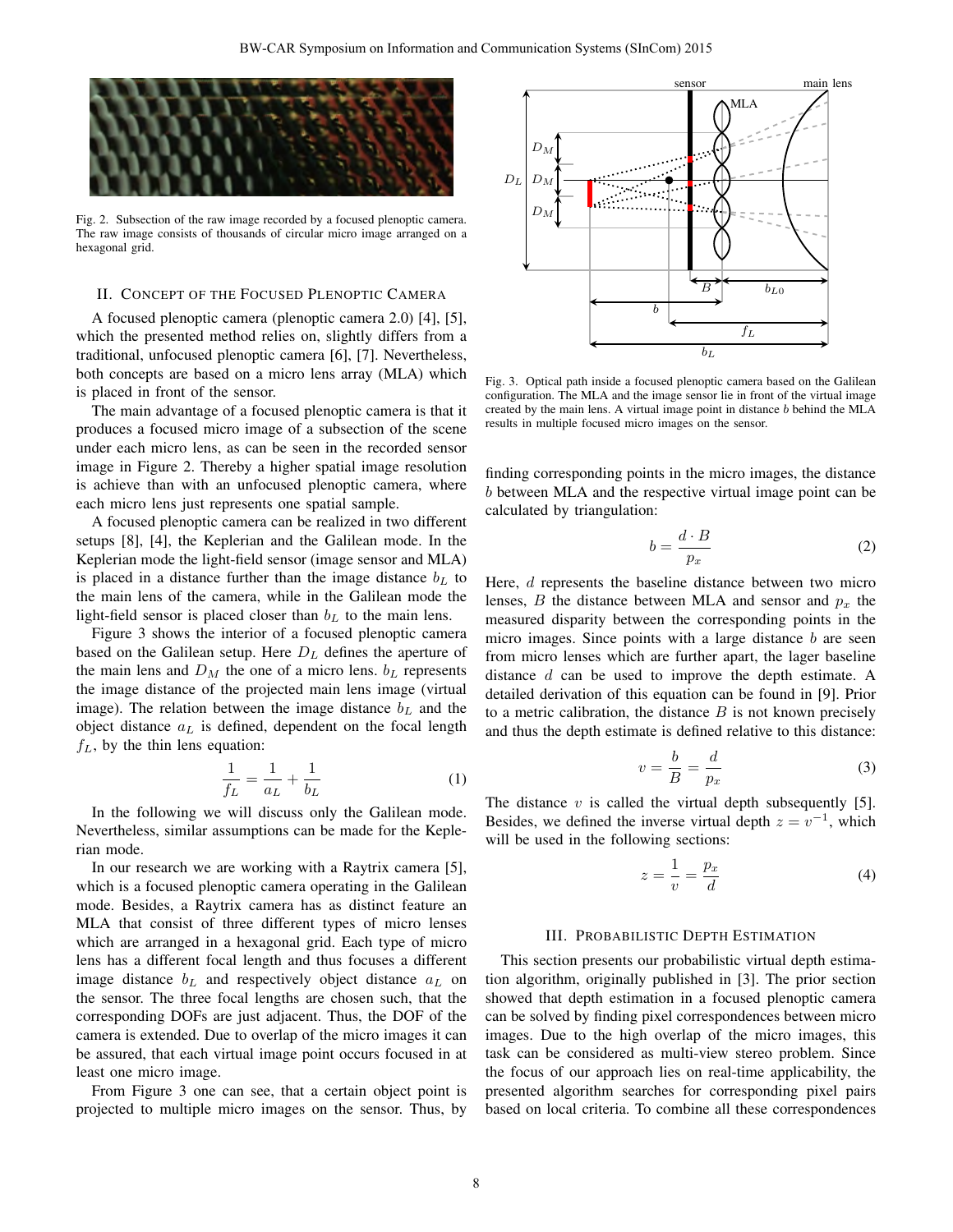Fig. 2. Subsection of the raw image recorded by a focused plenoptic camera. The raw image consists of thousands of circular micro image arranged on a hexagonal grid.

## II. Concept of the Focused Plenoptic Camera

A focused plenoptic camera (plenoptic camera 2.0) [4], [5], which the presented method relies on, slightly differs from a traditional, unfocused plenoptic camera [6], [7]. Nevertheless, both concepts are based on a micro lens array (MLA) which is placed in front of the sensor.

The main advantage of a focused plenoptic camera is that it produces a focused micro image of a subsection of the scene under each micro lens, as can be seen in the recorded sensor image in Figure 2. Thereby a higher spatial image resolution is achieve than with an unfocused plenoptic camera, where each micro lens just represents one spatial sample.

A focused plenoptic camera can be realized in two different setups [8], [4], the Keplerian and the Galilean mode. In the Keplerian mode the light-field sensor (image sensor and MLA) is placed in a distance further than the image distance $b_L$ to the main lens of the camera, while in the Galilean mode the light-field sensor is placed closer than $b_L$ to the main lens.

Figure 3 shows the interior of a focused plenoptic camera based on the Galilean setup. Here $D_L$ defines the aperture of the main lens and $D_M$ the one of a micro lens. $b_L$ represents the image distance of the projected main lens image (virtual image). The relation between the image distance $b_L$ and the object distance $a_L$ is defined, dependent on the focal length $f_L$, by the thin lens equation:

$$\frac{1}{f_L} = \frac{1}{a_L} + \frac{1}{b_L} \tag{1}$$

In the following we will discuss only the Galilean mode. Nevertheless, similar assumptions can be made for the Keplerian mode.

In our research we are working with a Raytrix camera [5], which is a focused plenoptic camera operating in the Galilean mode. Besides, a Raytrix camera has as distinct feature an MLA that consist of three different types of micro lenses which are arranged in a hexagonal grid. Each type of micro lens has a different focal length and thus focuses a different image distance $b_L$ and respectively object distance $a_L$ on the sensor. The three focal lengths are chosen such, that the corresponding DOFs are just adjacent. Thus, the DOF of the camera is extended. Due to overlap of the micro images it can be assured, that each virtual image point occurs focused in at least one micro image.

From Figure 3 one can see, that a certain object point is projected to multiple micro images on the sensor. Thus, by finding corresponding points in the micro images, the distance $b$ between MLA and the respective virtual image point can be calculated by triangulation:

Fig. 3. Optical path inside a focused plenoptic camera based on the Galilean configuration. The MLA and the image sensor lie in front of the virtual image created by the main lens. A virtual image point in distance $b$ behind the MLA results in multiple focused micro images on the sensor.

$$b = \frac{d \cdot B}{p_x} \tag{2}$$

Here, $d$ represents the baseline distance between two micro lenses, $B$ the distance between MLA and sensor and $p_x$ the measured disparity between the corresponding points in the micro images. Since points with a large distance $b$ are seen from micro lenses which are further apart, the lager baseline distance $d$ can be used to improve the depth estimate. A detailed derivation of this equation can be found in [9]. Prior to a metric calibration, the distance $B$ is not known precisely and thus the depth estimate is defined relative to this distance:

$$v = \frac{b}{B} = \frac{d}{p_x} \tag{3}$$

The distance $v$ is called the virtual depth subsequently [5]. Besides, we defined the inverse virtual depth $z = v^{-1}$, which will be used in the following sections:

$$z = \frac{1}{v} = \frac{p_x}{d} \tag{4}$$

## III. Probabilistic Depth Estimation

This section presents our probabilistic virtual depth estimation algorithm, originally published in [3]. The prior section showed that depth estimation in a focused plenoptic camera can be solved by finding pixel correspondences between micro images. Due to the high overlap of the micro images, this task can be considered as multi-view stereo problem. Since the focus of our approach lies on real-time applicability, the presented algorithm searches for corresponding pixel pairs based on local criteria. To combine all these correspondences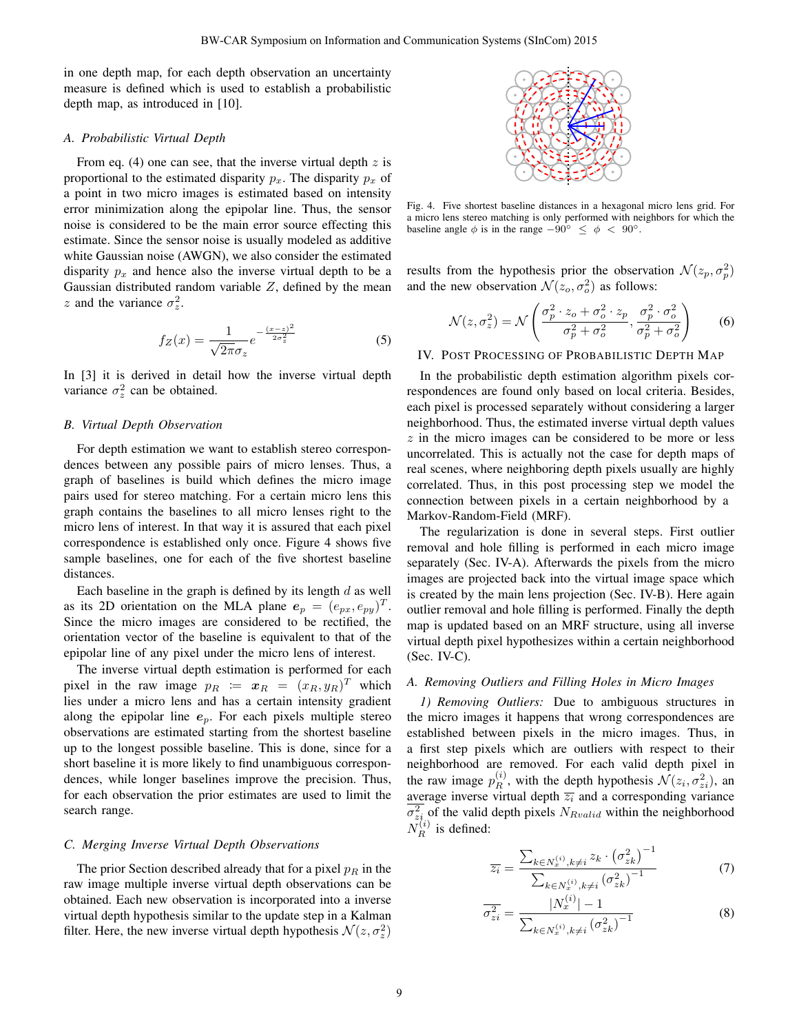in one depth map, for each depth observation an uncertainty measure is defined which is used to establish a probabilistic depth map, as introduced in [10].

### A. Probabilistic Virtual Depth

From eq. (4) one can see, that the inverse virtual depth $z$ is proportional to the estimated disparity $p_x$. The disparity $p_x$ of a point in two micro images is estimated based on intensity error minimization along the epipolar line. Thus, the sensor noise is considered to be the main error source effecting this estimate. Since the sensor noise is usually modeled as additive white Gaussian noise (AWGN), we also consider the estimated disparity $p_x$ and hence also the inverse virtual depth to be a Gaussian distributed random variable $Z$, defined by the mean $z$ and the variance $\sigma_z^2$.

$$f_Z(x) = \frac{1}{\sqrt{2\pi}\sigma_z} e^{-\frac{(x-z)^2}{2\sigma_z^2}} \tag{5}$$

In [3] it is derived in detail how the inverse virtual depth variance $\sigma_z^2$ can be obtained.

### B. Virtual Depth Observation

For depth estimation we want to establish stereo correspondences between any possible pairs of micro lenses. Thus, a graph of baselines is build which defines the micro image pairs used for stereo matching. For a certain micro lens this graph contains the baselines to all micro lenses right to the micro lens of interest. In that way it is assured that each pixel correspondence is established only once. Figure 4 shows five sample baselines, one for each of the five shortest baseline distances.

Each baseline in the graph is defined by its length $d$ as well as its 2D orientation on the MLA plane $\boldsymbol{e}_p = (e_{px}, e_{py})^T$. Since the micro images are considered to be rectified, the orientation vector of the baseline is equivalent to that of the epipolar line of any pixel under the micro lens of interest.

The inverse virtual depth estimation is performed for each pixel in the raw image $p_R := \boldsymbol{x}_R = (x_R, y_R)^T$ which lies under a micro lens and has a certain intensity gradient along the epipolar line $\boldsymbol{e}_p$. For each pixels multiple stereo observations are estimated starting from the shortest baseline up to the longest possible baseline. This is done, since for a short baseline it is more likely to find unambiguous correspondences, while longer baselines improve the precision. Thus, for each observation the prior estimates are used to limit the search range.

### C. Merging Inverse Virtual Depth Observations

The prior Section described already that for a pixel $p_R$ in the raw image multiple inverse virtual depth observations can be obtained. Each new observation is incorporated into a inverse virtual depth hypothesis similar to the update step in a Kalman filter. Here, the new inverse virtual depth hypothesis $\mathcal{N}(z, \sigma_z^2)$ results from the hypothesis prior the observation $\mathcal{N}(z_p, \sigma_p^2)$ and the new observation $\mathcal{N}(z_o, \sigma_o^2)$ as follows:

$$\mathcal{N}(z, \sigma_z^2) = \mathcal{N}\left(\frac{\sigma_p^2 \cdot z_o + \sigma_o^2 \cdot z_p}{\sigma_p^2 + \sigma_o^2}, \frac{\sigma_p^2 \cdot \sigma_o^2}{\sigma_p^2 + \sigma_o^2}\right) \tag{6}$$

Fig. 4. Five shortest baseline distances in a hexagonal micro lens grid. For a micro lens stereo matching is only performed with neighbors for which the baseline angle $\phi$ is in the range $-90° \leq \phi < 90°$.

## IV. Post Processing of Probabilistic Depth Map

In the probabilistic depth estimation algorithm pixels correspondences are found only based on local criteria. Besides, each pixel is processed separately without considering a larger neighborhood. Thus, the estimated inverse virtual depth values $z$ in the micro images can be considered to be more or less uncorrelated. This is actually not the case for depth maps of real scenes, where neighboring depth pixels usually are highly correlated. Thus, in this post processing step we model the connection between pixels in a certain neighborhood by a Markov-Random-Field (MRF).

The regularization is done in several steps. First outlier removal and hole filling is performed in each micro image separately (Sec. IV-A). Afterwards the pixels from the micro images are projected back into the virtual image space which is created by the main lens projection (Sec. IV-B). Here again outlier removal and hole filling is performed. Finally the depth map is updated based on an MRF structure, using all inverse virtual depth pixel hypothesizes within a certain neighborhood (Sec. IV-C).

### A. Removing Outliers and Filling Holes in Micro Images

*1) Removing Outliers:* Due to ambiguous structures in the micro images it happens that wrong correspondences are established between pixels in the micro images. Thus, in a first step pixels which are outliers with respect to their neighborhood are removed. For each valid depth pixel in the raw image $p_R^{(i)}$, with the depth hypothesis $\mathcal{N}(z_i, \sigma_{zi}^2)$, an average inverse virtual depth $\overline{z_i}$ and a corresponding variance $\overline{\sigma_{zi}^2}$ of the valid depth pixels $N_{Rvalid}$ within the neighborhood $N_R^{(i)}$ is defined:

$$\overline{z_i} = \frac{\sum_{k \in N_x^{(i)}, k \neq i} z_k \cdot \left(\sigma_{zk}^2\right)^{-1}}{\sum_{k \in N_x^{(i)}, k \neq i} \left(\sigma_{zk}^2\right)^{-1}} \tag{7}$$

$$\overline{\sigma_{zi}^2} = \frac{|N_x^{(i)}| - 1}{\sum_{k \in N_x^{(i)}, k \neq i} \left(\sigma_{zk}^2\right)^{-1}} \tag{8}$$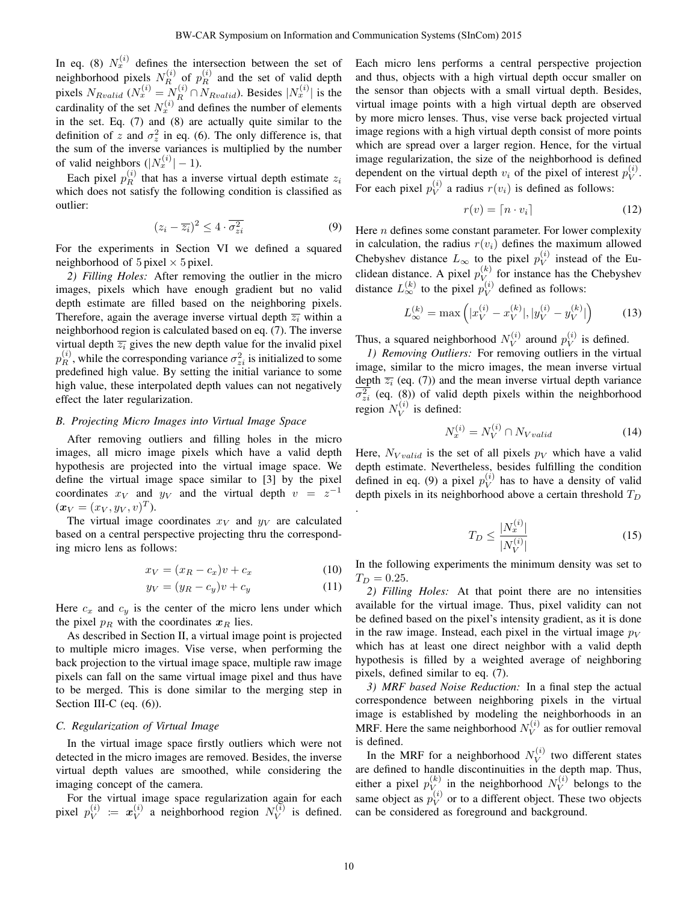In eq. (8) $N_x^{(i)}$ defines the intersection between the set of neighborhood pixels $N_R^{(i)}$ of $p_R^{(i)}$ and the set of valid depth pixels $N_{Rvalid}$ ($N_x^{(i)} = N_R^{(i)} \cap N_{Rvalid}$). Besides $|N_x^{(i)}|$ is the cardinality of the set $N_x^{(i)}$ and defines the number of elements in the set. Eq. (7) and (8) are actually quite similar to the definition of $z$ and $\sigma_z^2$ in eq. (6). The only difference is, that the sum of the inverse variances is multiplied by the number of valid neighbors ($|N_x^{(i)}| - 1$).

Each pixel $p_R^{(i)}$ that has a inverse virtual depth estimate $z_i$ which does not satisfy the following condition is classified as outlier:

$$(z_i - \overline{z_i})^2 \leq 4 \cdot \overline{\sigma_{zi}^2} \tag{9}$$

For the experiments in Section VI we defined a squared neighborhood of $5\,\text{pixel} \times 5\,\text{pixel}$.

*2) Filling Holes:* After removing the outlier in the micro images, pixels which have enough gradient but no valid depth estimate are filled based on the neighboring pixels. Therefore, again the average inverse virtual depth $\overline{z_i}$ within a neighborhood region is calculated based on eq. (7). The inverse virtual depth $\overline{z_i}$ gives the new depth value for the invalid pixel $p_R^{(i)}$, while the corresponding variance $\sigma_{zi}^2$ is initialized to some predefined high value. By setting the initial variance to some high value, these interpolated depth values can not negatively effect the later regularization.

### B. Projecting Micro Images into Virtual Image Space

After removing outliers and filling holes in the micro images, all micro image pixels which have a valid depth hypothesis are projected into the virtual image space. We define the virtual image space similar to [3] by the pixel coordinates $x_V$ and $y_V$ and the virtual depth $v = z^{-1}$ ($\boldsymbol{x}_V = (x_V, y_V, v)^T$).

The virtual image coordinates $x_V$ and $y_V$ are calculated based on a central perspective projecting thru the corresponding micro lens as follows:

$$x_V = (x_R - c_x)v + c_x \tag{10}$$

$$y_V = (y_R - c_y)v + c_y \tag{11}$$

Here $c_x$ and $c_y$ is the center of the micro lens under which the pixel $p_R$ with the coordinates $\boldsymbol{x}_R$ lies.

As described in Section II, a virtual image point is projected to multiple micro images. Vise verse, when performing the back projection to the virtual image space, multiple raw image pixels can fall on the same virtual image pixel and thus have to be merged. This is done similar to the merging step in Section III-C (eq. (6)).

### C. Regularization of Virtual Image

In the virtual image space firstly outliers which were not detected in the micro images are removed. Besides, the inverse virtual depth values are smoothed, while considering the imaging concept of the camera.

For the virtual image space regularization again for each pixel $p_V^{(i)} := \boldsymbol{x}_V^{(i)}$ a neighborhood region $N_V^{(i)}$ is defined. Each micro lens performs a central perspective projection and thus, objects with a high virtual depth occur smaller on the sensor than objects with a small virtual depth. Besides, virtual image points with a high virtual depth are observed by more micro lenses. Thus, vise verse back projected virtual image regions with a high virtual depth consist of more points which are spread over a larger region. Hence, for the virtual image regularization, the size of the neighborhood is defined dependent on the virtual depth $v_i$ of the pixel of interest $p_V^{(i)}$. For each pixel $p_V^{(i)}$ a radius $r(v_i)$ is defined as follows:

$$r(v) = \lceil n \cdot v_i \rceil \tag{12}$$

Here $n$ defines some constant parameter. For lower complexity in calculation, the radius $r(v_i)$ defines the maximum allowed Chebyshev distance $L_\infty$ to the pixel $p_V^{(i)}$ instead of the Euclidean distance. A pixel $p_V^{(k)}$ for instance has the Chebyshev distance $L_\infty^{(k)}$ to the pixel $p_V^{(i)}$ defined as follows:

$$L_\infty^{(k)} = \max\left(|x_V^{(i)} - x_V^{(k)}|, |y_V^{(i)} - y_V^{(k)}|\right) \tag{13}$$

Thus, a squared neighborhood $N_V^{(i)}$ around $p_V^{(i)}$ is defined.

*1) Removing Outliers:* For removing outliers in the virtual image, similar to the micro images, the mean inverse virtual depth $\overline{z_i}$ (eq. (7)) and the mean inverse virtual depth variance $\overline{\sigma_{zi}^2}$ (eq. (8)) of valid depth pixels within the neighborhood region $N_V^{(i)}$ is defined:

$$N_x^{(i)} = N_V^{(i)} \cap N_{Vvalid} \tag{14}$$

Here, $N_{Vvalid}$ is the set of all pixels $p_V$ which have a valid depth estimate. Nevertheless, besides fulfilling the condition defined in eq. (9) a pixel $p_V^{(i)}$ has to have a density of valid depth pixels in its neighborhood above a certain threshold $T_D$.

$$T_D \leq \frac{|N_x^{(i)}|}{|N_V^{(i)}|} \tag{15}$$

In the following experiments the minimum density was set to $T_D = 0.25$.

*2) Filling Holes:* At that point there are no intensities available for the virtual image. Thus, pixel validity can not be defined based on the pixel's intensity gradient, as it is done in the raw image. Instead, each pixel in the virtual image $p_V$ which has at least one direct neighbor with a valid depth hypothesis is filled by a weighted average of neighboring pixels, defined similar to eq. (7).

*3) MRF based Noise Reduction:* In a final step the actual correspondence between neighboring pixels in the virtual image is established by modeling the neighborhoods in an MRF. Here the same neighborhood $N_V^{(i)}$ as for outlier removal is defined.

In the MRF for a neighborhood $N_V^{(i)}$ two different states are defined to handle discontinuities in the depth map. Thus, either a pixel $p_V^{(k)}$ in the neighborhood $N_V^{(i)}$ belongs to the same object as $p_V^{(i)}$ or to a different object. These two objects can be considered as foreground and background.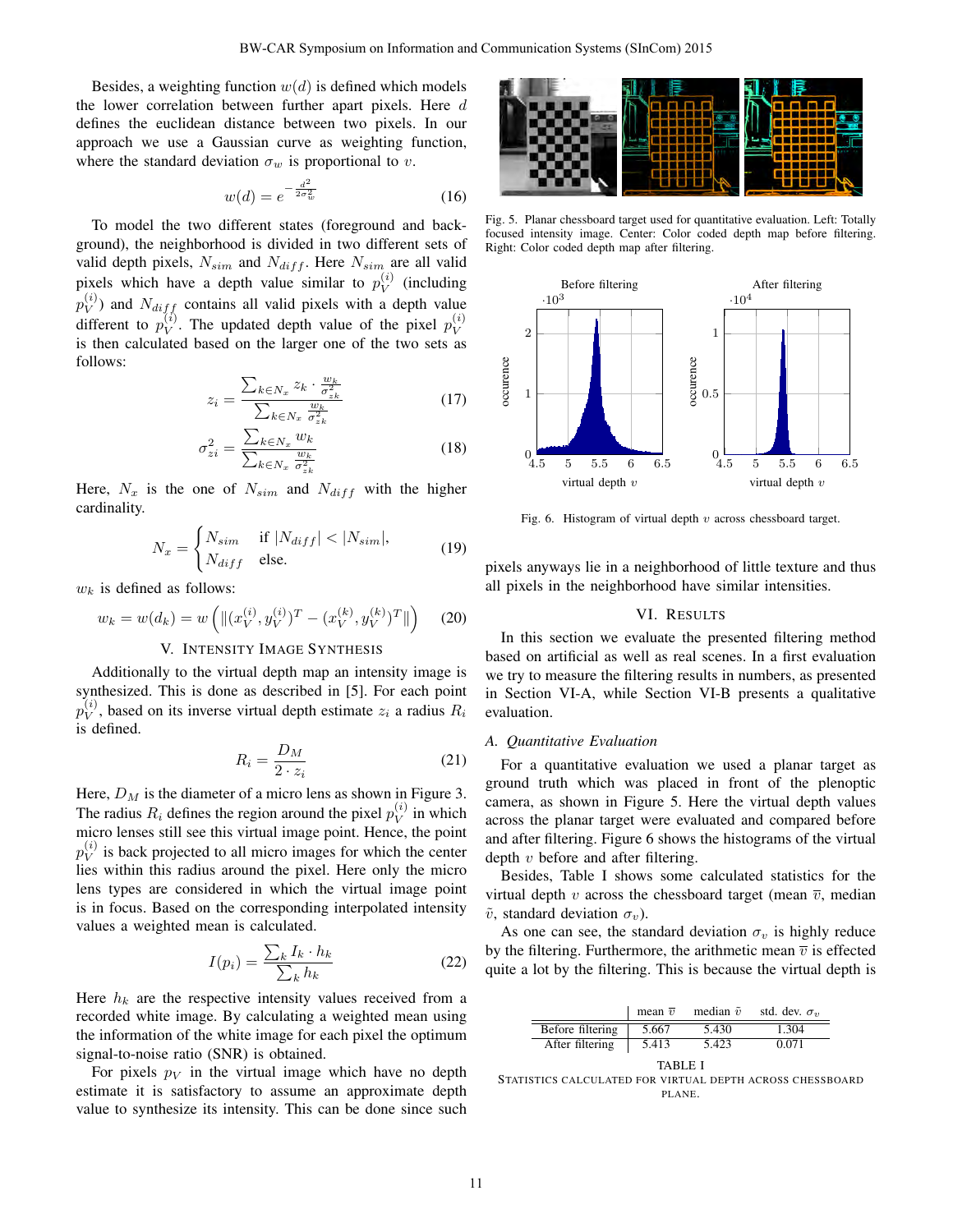Besides, a weighting function $w(d)$ is defined which models the lower correlation between further apart pixels. Here $d$ defines the euclidean distance between two pixels. In our approach we use a Gaussian curve as weighting function, where the standard deviation $\sigma_w$ is proportional to $v$.

$$w(d) = e^{-\frac{d^2}{2\sigma_w^2}} \tag{16}$$

To model the two different states (foreground and background), the neighborhood is divided in two different sets of valid depth pixels, $N_{sim}$ and $N_{diff}$. Here $N_{sim}$ are all valid pixels which have a depth value similar to $p_V^{(i)}$ (including $p_V^{(i)}$) and $N_{diff}$ contains all valid pixels with a depth value different to $p_V^{(i)}$. The updated depth value of the pixel $p_V^{(i)}$ is then calculated based on the larger one of the two sets as follows:

$$z_i = \frac{\sum_{k \in N_x} z_k \cdot \frac{w_k}{\sigma_{zk}^2}}{\sum_{k \in N_x} \frac{w_k}{\sigma_{zk}^2}} \tag{17}$$

$$\sigma_{zi}^2 = \frac{\sum_{k \in N_x} w_k}{\sum_{k \in N_x} \frac{w_k}{\sigma_{zk}^2}} \tag{18}$$

Here, $N_x$ is the one of $N_{sim}$ and $N_{diff}$ with the higher cardinality.

$$N_x = \begin{cases} N_{sim} & \text{if } |N_{diff}| < |N_{sim}|, \\ N_{diff} & \text{else.} \end{cases} \tag{19}$$

$w_k$ is defined as follows:

$$w_k = w(d_k) = w\left(\|(x_V^{(i)}, y_V^{(i)})^T - (x_V^{(k)}, y_V^{(k)})^T\|\right) \tag{20}$$

## V. Intensity Image Synthesis

Additionally to the virtual depth map an intensity image is synthesized. This is done as described in [5]. For each point $p_V^{(i)}$, based on its inverse virtual depth estimate $z_i$ a radius $R_i$ is defined.

$$R_i = \frac{D_M}{2 \cdot z_i} \tag{21}$$

Here, $D_M$ is the diameter of a micro lens as shown in Figure 3. The radius $R_i$ defines the region around the pixel $p_V^{(i)}$ in which micro lenses still see this virtual image point. Hence, the point $p_V^{(i)}$ is back projected to all micro images for which the center lies within this radius around the pixel. Here only the micro lens types are considered in which the virtual image point is in focus. Based on the corresponding interpolated intensity values a weighted mean is calculated.

$$I(p_i) = \frac{\sum_k I_k \cdot h_k}{\sum_k h_k} \tag{22}$$

Here $h_k$ are the respective intensity values received from a recorded white image. By calculating a weighted mean using the information of the white image for each pixel the optimum signal-to-noise ratio (SNR) is obtained.

For pixels $p_V$ in the virtual image which have no depth estimate it is satisfactory to assume an approximate depth value to synthesize its intensity. This can be done since such pixels anyways lie in a neighborhood of little texture and thus all pixels in the neighborhood have similar intensities.

Fig. 5. Planar chessboard target used for quantitative evaluation. Left: Totally focused intensity image. Center: Color coded depth map before filtering. Right: Color coded depth map after filtering.

Fig. 6. Histogram of virtual depth $v$ across chessboard target.

## VI. Results

In this section we evaluate the presented filtering method based on artificial as well as real scenes. In a first evaluation we try to measure the filtering results in numbers, as presented in Section VI-A, while Section VI-B presents a qualitative evaluation.

### A. Quantitative Evaluation

For a quantitative evaluation we used a planar target as ground truth which was placed in front of the plenoptic camera, as shown in Figure 5. Here the virtual depth values across the planar target were evaluated and compared before and after filtering. Figure 6 shows the histograms of the virtual depth $v$ before and after filtering.

Besides, Table I shows some calculated statistics for the virtual depth $v$ across the chessboard target (mean $\overline{v}$, median $\tilde{v}$, standard deviation $\sigma_v$).

As one can see, the standard deviation $\sigma_v$ is highly reduce by the filtering. Furthermore, the arithmetic mean $\overline{v}$ is effected quite a lot by the filtering. This is because the virtual depth is

| | mean $\overline{v}$ | median $\tilde{v}$ | std. dev. $\sigma_v$ |
|---|---|---|---|
| Before filtering | 5.667 | 5.430 | 1.304 |
| After filtering | 5.413 | 5.423 | 0.071 |

TABLE I
Statistics calculated for virtual depth across chessboard plane.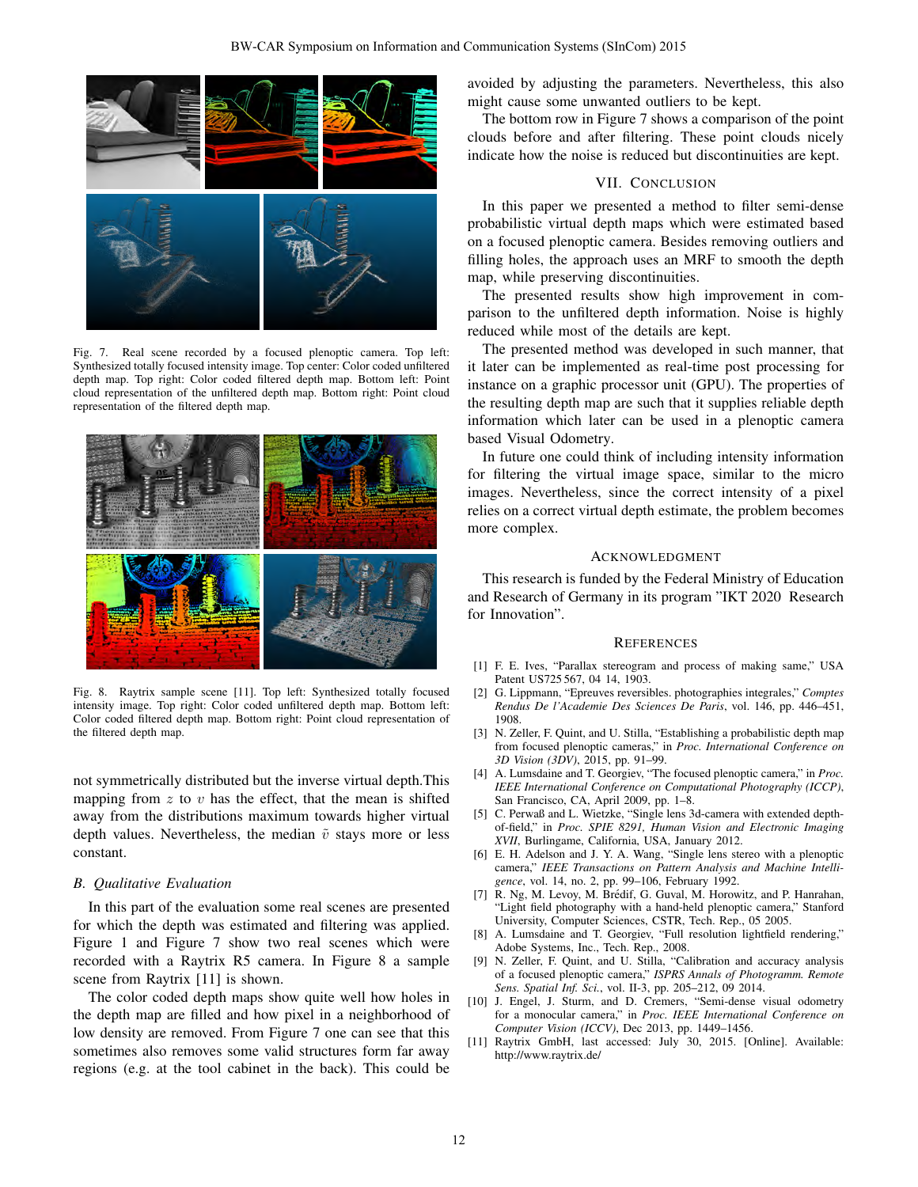Fig. 7. Real scene recorded by a focused plenoptic camera. Top left: Synthesized totally focused intensity image. Top center: Color coded unfiltered depth map. Top right: Color coded filtered depth map. Bottom left: Point cloud representation of the unfiltered depth map. Bottom right: Point cloud representation of the filtered depth map.

Fig. 8. Raytrix sample scene [11]. Top left: Synthesized totally focused intensity image. Top right: Color coded unfiltered depth map. Bottom left: Color coded filtered depth map. Bottom right: Point cloud representation of the filtered depth map.

not symmetrically distributed but the inverse virtual depth.This mapping from $z$ to $v$ has the effect, that the mean is shifted away from the distributions maximum towards higher virtual depth values. Nevertheless, the median $\tilde{v}$ stays more or less constant.

### B. Qualitative Evaluation

In this part of the evaluation some real scenes are presented for which the depth was estimated and filtering was applied. Figure 1 and Figure 7 show two real scenes which were recorded with a Raytrix R5 camera. In Figure 8 a sample scene from Raytrix [11] is shown.

The color coded depth maps show quite well how holes in the depth map are filled and how pixel in a neighborhood of low density are removed. From Figure 7 one can see that this sometimes also removes some valid structures form far away regions (e.g. at the tool cabinet in the back). This could be avoided by adjusting the parameters. Nevertheless, this also might cause some unwanted outliers to be kept.

The bottom row in Figure 7 shows a comparison of the point clouds before and after filtering. These point clouds nicely indicate how the noise is reduced but discontinuities are kept.

## VII. Conclusion

In this paper we presented a method to filter semi-dense probabilistic virtual depth maps which were estimated based on a focused plenoptic camera. Besides removing outliers and filling holes, the approach uses an MRF to smooth the depth map, while preserving discontinuities.

The presented results show high improvement in comparison to the unfiltered depth information. Noise is highly reduced while most of the details are kept.

The presented method was developed in such manner, that it later can be implemented as real-time post processing for instance on a graphic processor unit (GPU). The properties of the resulting depth map are such that it supplies reliable depth information which later can be used in a plenoptic camera based Visual Odometry.

In future one could think of including intensity information for filtering the virtual image space, similar to the micro images. Nevertheless, since the correct intensity of a pixel relies on a correct virtual depth estimate, the problem becomes more complex.

## Acknowledgment

This research is funded by the Federal Ministry of Education and Research of Germany in its program "IKT 2020 Research for Innovation".

## References

[1] F. E. Ives, "Parallax stereogram and process of making same," USA Patent US725 567, 04 14, 1903.

[2] G. Lippmann, "Epreuves reversibles. photographies integrales," *Comptes Rendus De l'Academie Des Sciences De Paris*, vol. 146, pp. 446–451, 1908.

[3] N. Zeller, F. Quint, and U. Stilla, "Establishing a probabilistic depth map from focused plenoptic cameras," in *Proc. International Conference on 3D Vision (3DV)*, 2015, pp. 91–99.

[4] A. Lumsdaine and T. Georgiev, "The focused plenoptic camera," in *Proc. IEEE International Conference on Computational Photography (ICCP)*, San Francisco, CA, April 2009, pp. 1–8.

[5] C. Perwaß and L. Wietzke, "Single lens 3d-camera with extended depth-of-field," in *Proc. SPIE 8291, Human Vision and Electronic Imaging XVII*, Burlingame, California, USA, January 2012.

[6] E. H. Adelson and J. Y. A. Wang, "Single lens stereo with a plenoptic camera," *IEEE Transactions on Pattern Analysis and Machine Intelligence*, vol. 14, no. 2, pp. 99–106, February 1992.

[7] R. Ng, M. Levoy, M. Brédif, G. Guval, M. Horowitz, and P. Hanrahan, "Light field photography with a hand-held plenoptic camera," Stanford University, Computer Sciences, CSTR, Tech. Rep., 05 2005.

[8] A. Lumsdaine and T. Georgiev, "Full resolution lightfield rendering," Adobe Systems, Inc., Tech. Rep., 2008.

[9] N. Zeller, F. Quint, and U. Stilla, "Calibration and accuracy analysis of a focused plenoptic camera," *ISPRS Annals of Photogramm. Remote Sens. Spatial Inf. Sci.*, vol. II-3, pp. 205–212, 09 2014.

[10] J. Engel, J. Sturm, and D. Cremers, "Semi-dense visual odometry for a monocular camera," in *Proc. IEEE International Conference on Computer Vision (ICCV)*, Dec 2013, pp. 1449–1456.

[11] Raytrix GmbH, last accessed: July 30, 2015. [Online]. Available: http://www.raytrix.de/